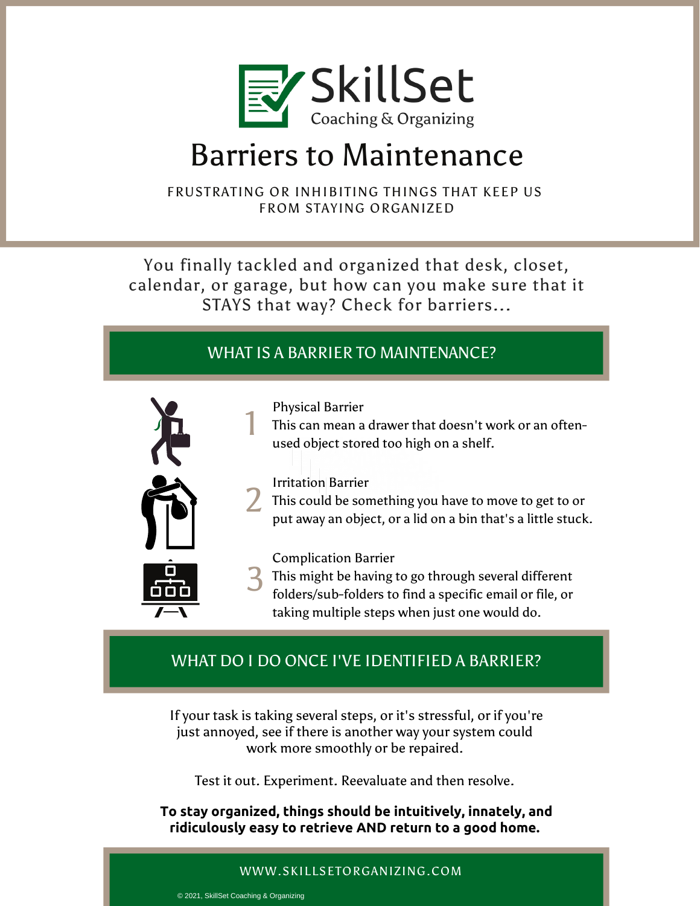# SkillSet

Coaching & Organizing

# Barriers to Maintenance

FRUSTRATING OR INHIBITING THINGS THAT KEEP US FROM STAYING ORGANIZED

You finally tackled and organized that desk, closet, calendar, or garage, but how can you make sure that it STAYS that way? Check for barriers...

## WHAT IS A BARRIER TO MAINTENANCE?

1. **Physical Barrier**
   This can mean a drawer that doesn't work or an often-used object stored too high on a shelf.

2. **Irritation Barrier**
   This could be something you have to move to get to or put away an object, or a lid on a bin that's a little stuck.

3. **Complication Barrier**
   This might be having to go through several different folders/sub-folders to find a specific email or file, or taking multiple steps when just one would do.

## WHAT DO I DO ONCE I'VE IDENTIFIED A BARRIER?

If your task is taking several steps, or it's stressful, or if you're just annoyed, see if there is another way your system could work more smoothly or be repaired.

Test it out. Experiment. Reevaluate and then resolve.

**To stay organized, things should be intuitively, innately, and ridiculously easy to retrieve AND return to a good home.**

WWW.SKILLSETORGANIZING.COM

© 2021, SkillSet Coaching & Organizing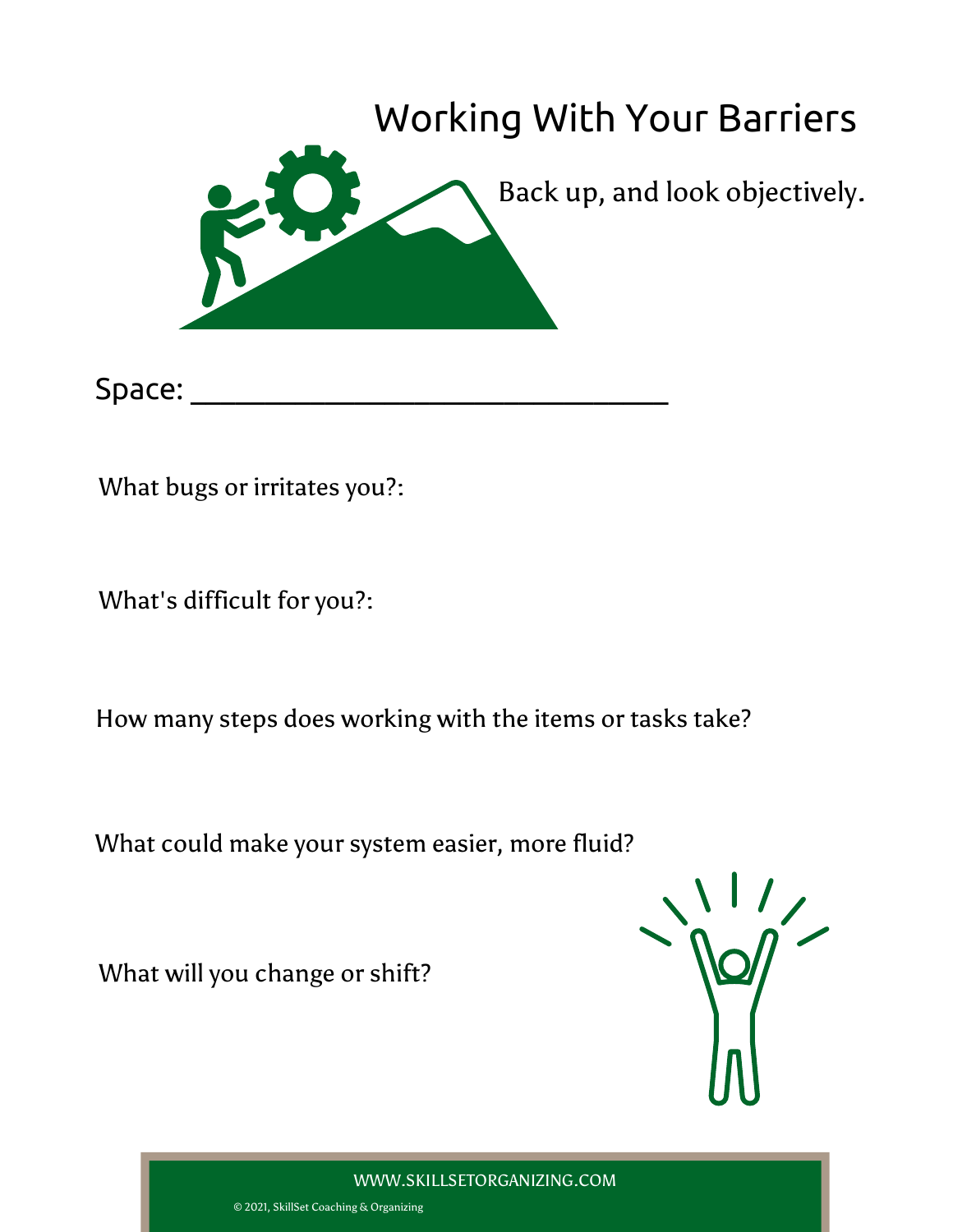# Working With Your Barriers

Back up, and look objectively.

Space: ______________________________

What bugs or irritates you?:

What's difficult for you?:

How many steps does working with the items or tasks take?

What could make your system easier, more fluid?

What will you change or shift?

WWW.SKILLSETORGANIZING.COM

© 2021, SkillSet Coaching & Organizing